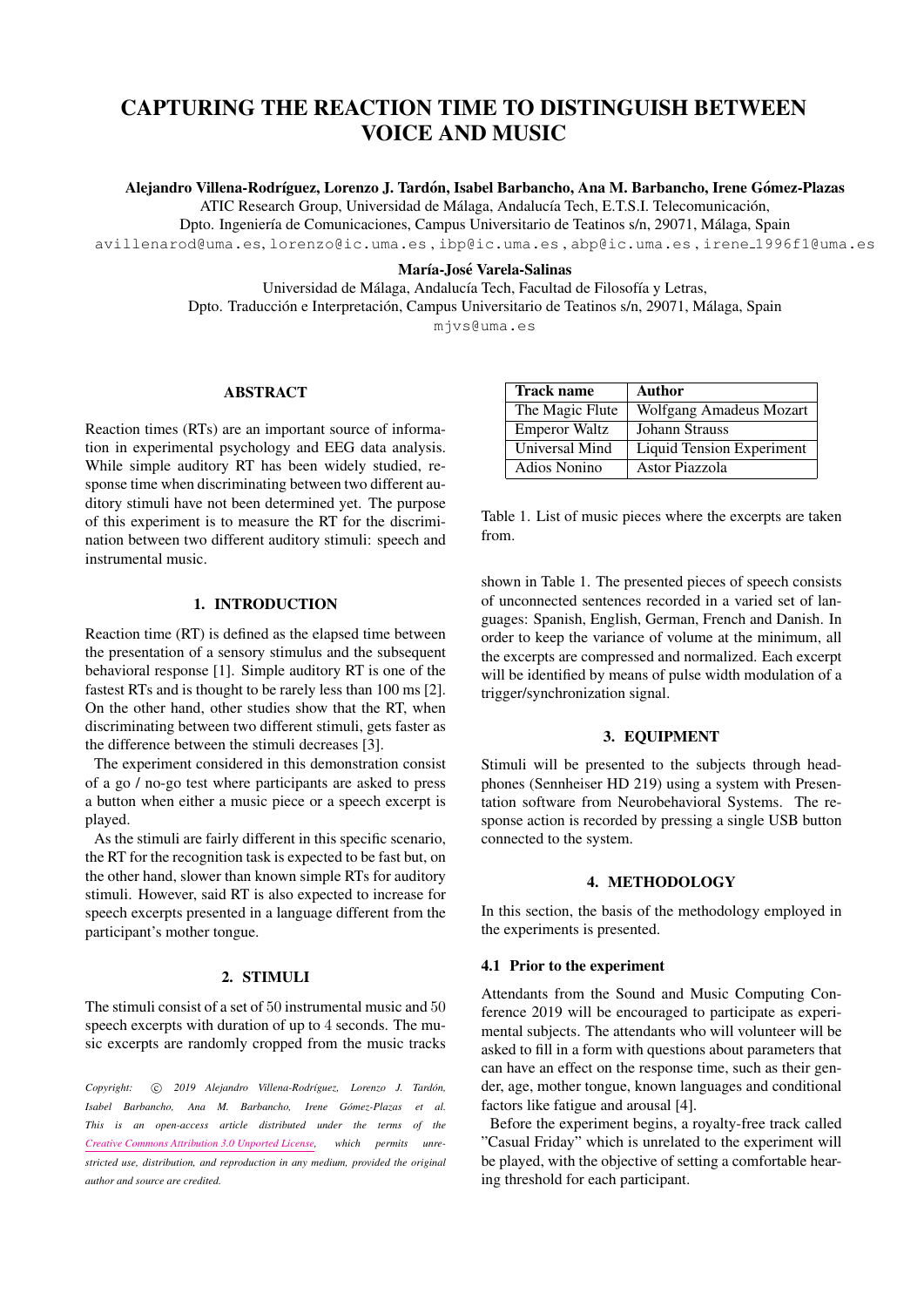# CAPTURING THE REACTION TIME TO DISTINGUISH BETWEEN VOICE AND MUSIC

**Alejandro Villena-Rodríguez, Lorenzo J. Tardón, Isabel Barbancho, Ana M. Barbancho, Irene Gómez-Plazas**

ATIC Research Group, Universidad de Málaga, Andalucía Tech, E.T.S.I. Telecomunicación,
Dpto. Ingeniería de Comunicaciones, Campus Universitario de Teatinos s/n, 29071, Málaga, Spain
avillenarod@uma.es, lorenzo@ic.uma.es, ibp@ic.uma.es, abp@ic.uma.es, irene_1996f1@uma.es

**María-José Varela-Salinas**

Universidad de Málaga, Andalucía Tech, Facultad de Filosofía y Letras,
Dpto. Traducción e Interpretación, Campus Universitario de Teatinos s/n, 29071, Málaga, Spain
mjvs@uma.es

## ABSTRACT

Reaction times (RTs) are an important source of information in experimental psychology and EEG data analysis. While simple auditory RT has been widely studied, response time when discriminating between two different auditory stimuli have not been determined yet. The purpose of this experiment is to measure the RT for the discrimination between two different auditory stimuli: speech and instrumental music.

## 1. INTRODUCTION

Reaction time (RT) is defined as the elapsed time between the presentation of a sensory stimulus and the subsequent behavioral response [1]. Simple auditory RT is one of the fastest RTs and is thought to be rarely less than 100 ms [2]. On the other hand, other studies show that the RT, when discriminating between two different stimuli, gets faster as the difference between the stimuli decreases [3].

The experiment considered in this demonstration consist of a go / no-go test where participants are asked to press a button when either a music piece or a speech excerpt is played.

As the stimuli are fairly different in this specific scenario, the RT for the recognition task is expected to be fast but, on the other hand, slower than known simple RTs for auditory stimuli. However, said RT is also expected to increase for speech excerpts presented in a language different from the participant's mother tongue.

## 2. STIMULI

The stimuli consist of a set of 50 instrumental music and 50 speech excerpts with duration of up to 4 seconds. The music excerpts are randomly cropped from the music tracks shown in Table 1. The presented pieces of speech consists of unconnected sentences recorded in a varied set of languages: Spanish, English, German, French and Danish. In order to keep the variance of volume at the minimum, all the excerpts are compressed and normalized. Each excerpt will be identified by means of pulse width modulation of a trigger/synchronization signal.

| Track name | Author |
|---|---|
| The Magic Flute | Wolfgang Amadeus Mozart |
| Emperor Waltz | Johann Strauss |
| Universal Mind | Liquid Tension Experiment |
| Adios Nonino | Astor Piazzola |

Table 1. List of music pieces where the excerpts are taken from.

## 3. EQUIPMENT

Stimuli will be presented to the subjects through headphones (Sennheiser HD 219) using a system with Presentation software from Neurobehavioral Systems. The response action is recorded by pressing a single USB button connected to the system.

## 4. METHODOLOGY

In this section, the basis of the methodology employed in the experiments is presented.

### 4.1 Prior to the experiment

Attendants from the Sound and Music Computing Conference 2019 will be encouraged to participate as experimental subjects. The attendants who will volunteer will be asked to fill in a form with questions about parameters that can have an effect on the response time, such as their gender, age, mother tongue, known languages and conditional factors like fatigue and arousal [4].

Before the experiment begins, a royalty-free track called "Casual Friday" which is unrelated to the experiment will be played, with the objective of setting a comfortable hearing threshold for each participant.

*Copyright: © 2019 Alejandro Villena-Rodríguez, Lorenzo J. Tardón, Isabel Barbancho, Ana M. Barbancho, Irene Gómez-Plazas et al. This is an open-access article distributed under the terms of the Creative Commons Attribution 3.0 Unported License, which permits unrestricted use, distribution, and reproduction in any medium, provided the original author and source are credited.*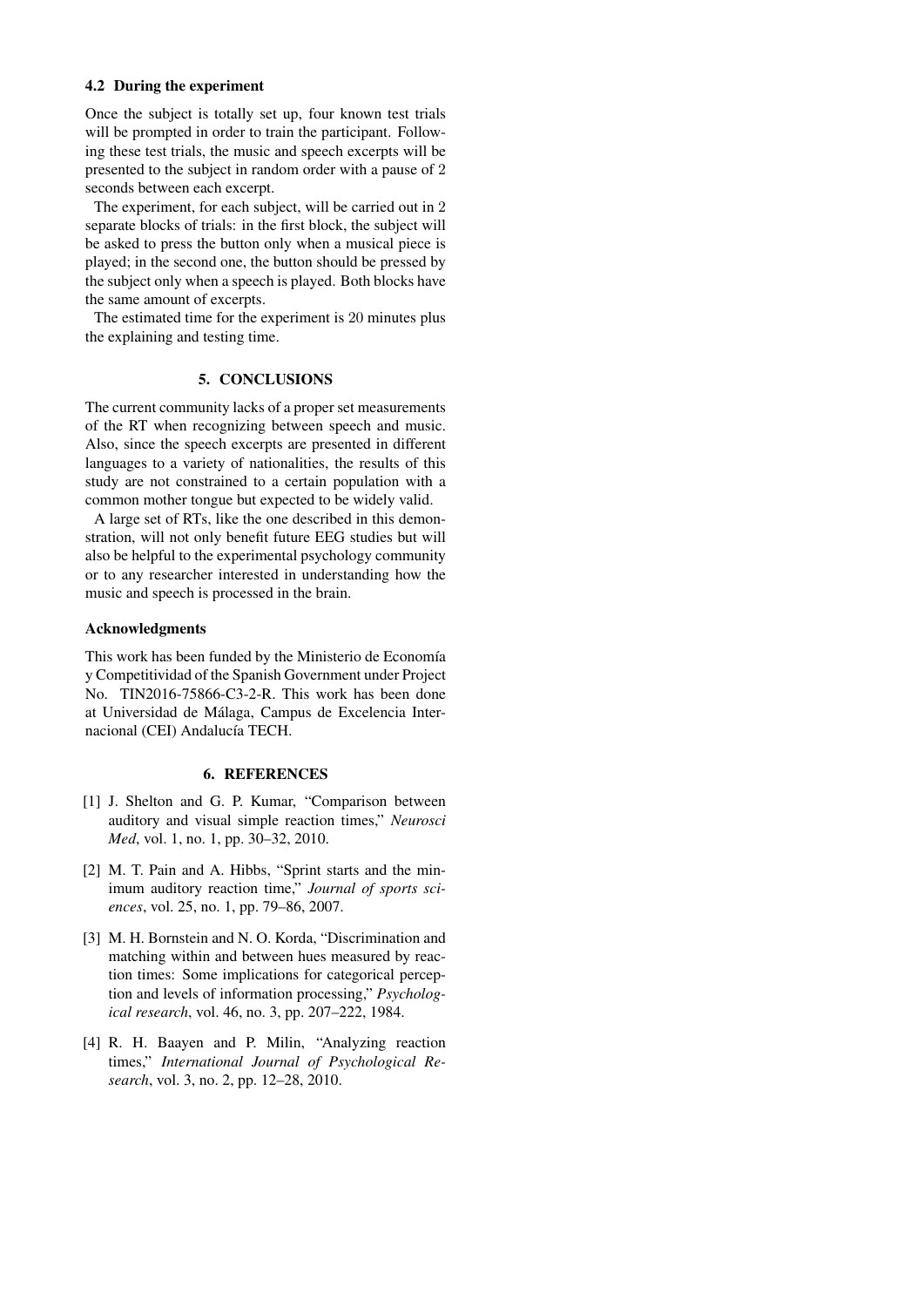### 4.2 During the experiment

Once the subject is totally set up, four known test trials will be prompted in order to train the participant. Following these test trials, the music and speech excerpts will be presented to the subject in random order with a pause of 2 seconds between each excerpt.

The experiment, for each subject, will be carried out in 2 separate blocks of trials: in the first block, the subject will be asked to press the button only when a musical piece is played; in the second one, the button should be pressed by the subject only when a speech is played. Both blocks have the same amount of excerpts.

The estimated time for the experiment is 20 minutes plus the explaining and testing time.

## 5. CONCLUSIONS

The current community lacks of a proper set measurements of the RT when recognizing between speech and music. Also, since the speech excerpts are presented in different languages to a variety of nationalities, the results of this study are not constrained to a certain population with a common mother tongue but expected to be widely valid.

A large set of RTs, like the one described in this demonstration, will not only benefit future EEG studies but will also be helpful to the experimental psychology community or to any researcher interested in understanding how the music and speech is processed in the brain.

### Acknowledgments

This work has been funded by the Ministerio de Economía y Competitividad of the Spanish Government under Project No. TIN2016-75866-C3-2-R. This work has been done at Universidad de Málaga, Campus de Excelencia Internacional (CEI) Andalucía TECH.

## 6. REFERENCES

[1] J. Shelton and G. P. Kumar, "Comparison between auditory and visual simple reaction times," *Neurosci Med*, vol. 1, no. 1, pp. 30–32, 2010.

[2] M. T. Pain and A. Hibbs, "Sprint starts and the minimum auditory reaction time," *Journal of sports sciences*, vol. 25, no. 1, pp. 79–86, 2007.

[3] M. H. Bornstein and N. O. Korda, "Discrimination and matching within and between hues measured by reaction times: Some implications for categorical perception and levels of information processing," *Psychological research*, vol. 46, no. 3, pp. 207–222, 1984.

[4] R. H. Baayen and P. Milin, "Analyzing reaction times," *International Journal of Psychological Research*, vol. 3, no. 2, pp. 12–28, 2010.